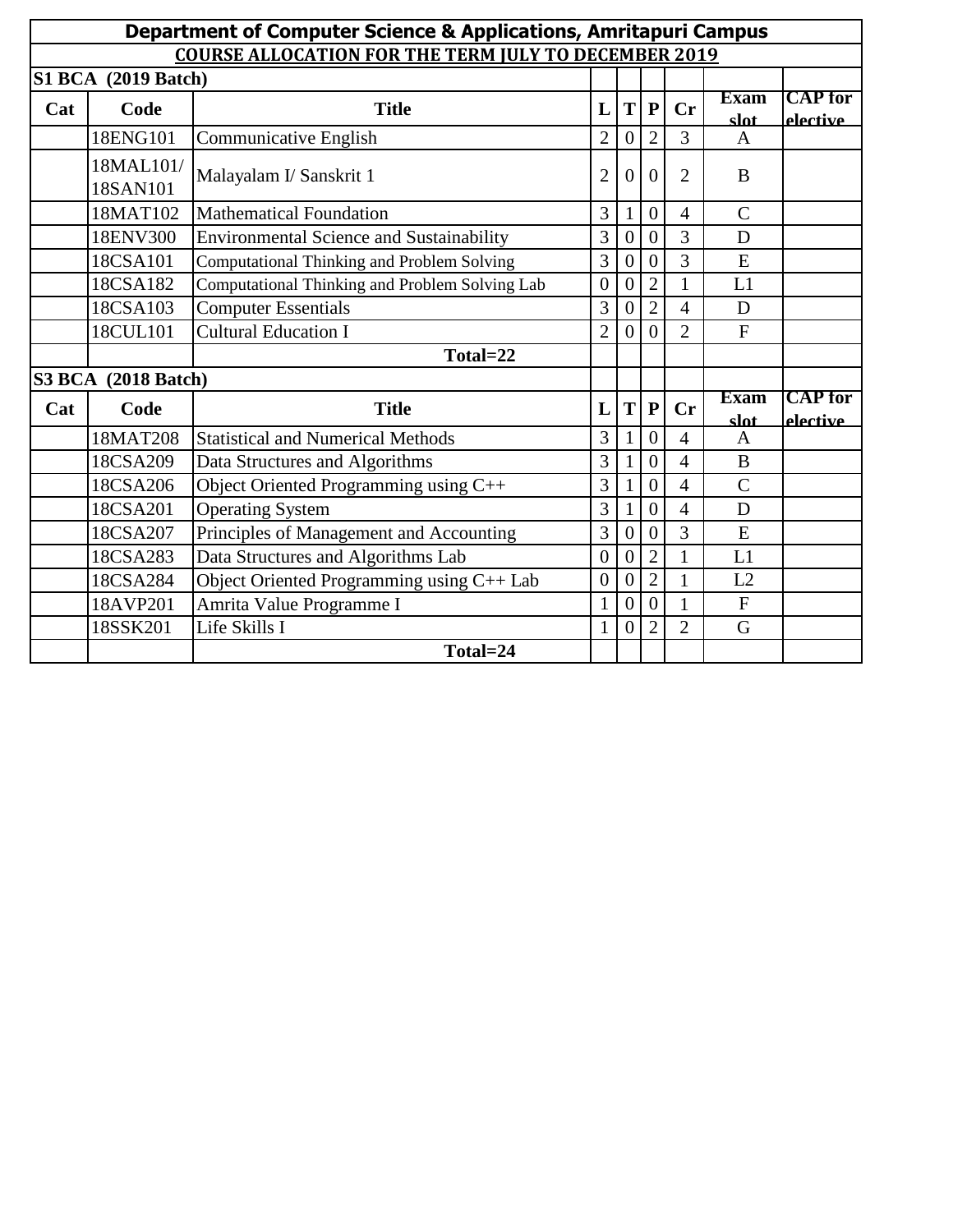# Department of Computer Science & Applications, Amritapuri Campus

## COURSE ALLOCATION FOR THE TERM JULY TO DECEMBER 2019

### S1 BCA (2019 Batch)

| Cat | Code | Title | L | T | P | Cr | Exam slot | CAP for elective |
|---|---|---|---|---|---|---|---|---|
| | 18ENG101 | Communicative English | 2 | 0 | 2 | 3 | A | |
| | 18MAL101/ 18SAN101 | Malayalam I/ Sanskrit 1 | 2 | 0 | 0 | 2 | B | |
| | 18MAT102 | Mathematical Foundation | 3 | 1 | 0 | 4 | C | |
| | 18ENV300 | Environmental Science and Sustainability | 3 | 0 | 0 | 3 | D | |
| | 18CSA101 | Computational Thinking and Problem Solving | 3 | 0 | 0 | 3 | E | |
| | 18CSA182 | Computational Thinking and Problem Solving Lab | 0 | 0 | 2 | 1 | L1 | |
| | 18CSA103 | Computer Essentials | 3 | 0 | 2 | 4 | D | |
| | 18CUL101 | Cultural Education I | 2 | 0 | 0 | 2 | F | |
| | | **Total=22** | | | | | | |

### S3 BCA (2018 Batch)

| Cat | Code | Title | L | T | P | Cr | Exam slot | CAP for elective |
|---|---|---|---|---|---|---|---|---|
| | 18MAT208 | Statistical and Numerical Methods | 3 | 1 | 0 | 4 | A | |
| | 18CSA209 | Data Structures and Algorithms | 3 | 1 | 0 | 4 | B | |
| | 18CSA206 | Object Oriented Programming using C++ | 3 | 1 | 0 | 4 | C | |
| | 18CSA201 | Operating System | 3 | 1 | 0 | 4 | D | |
| | 18CSA207 | Principles of Management and Accounting | 3 | 0 | 0 | 3 | E | |
| | 18CSA283 | Data Structures and Algorithms Lab | 0 | 0 | 2 | 1 | L1 | |
| | 18CSA284 | Object Oriented Programming using C++ Lab | 0 | 0 | 2 | 1 | L2 | |
| | 18AVP201 | Amrita Value Programme I | 1 | 0 | 0 | 1 | F | |
| | 18SSK201 | Life Skills I | 1 | 0 | 2 | 2 | G | |
| | | **Total=24** | | | | | | |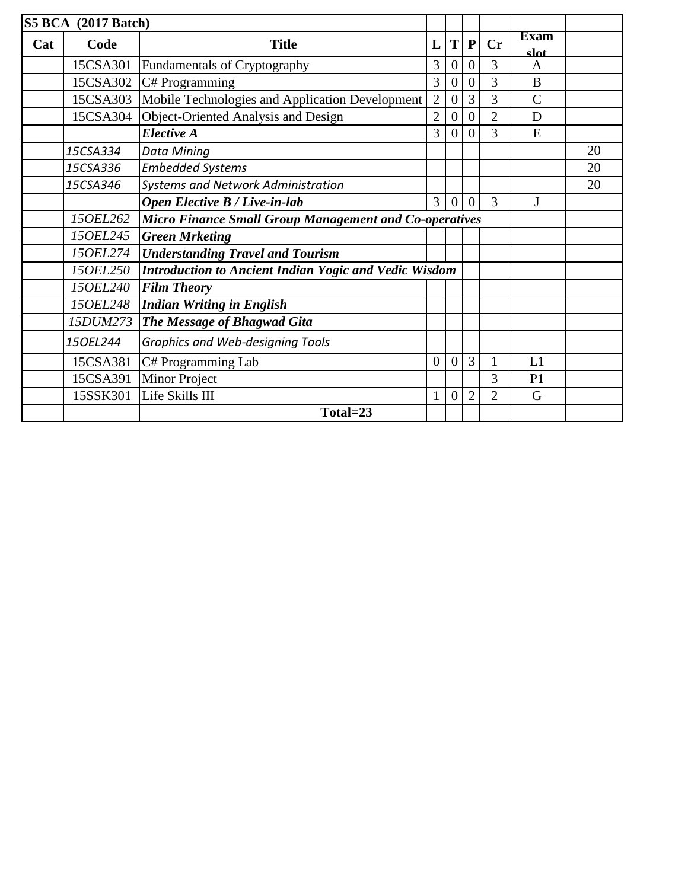| S5 BCA (2017 Batch) | | | | | | | | |
|---|---|---|---|---|---|---|---|---|
| **Cat** | **Code** | **Title** | **L** | **T** | **P** | **Cr** | **Exam slot** | |
| | 15CSA301 | Fundamentals of Cryptography | 3 | 0 | 0 | 3 | A | |
| | 15CSA302 | C# Programming | 3 | 0 | 0 | 3 | B | |
| | 15CSA303 | Mobile Technologies and Application Development | 2 | 0 | 3 | 3 | C | |
| | 15CSA304 | Object-Oriented Analysis and Design | 2 | 0 | 0 | 2 | D | |
| | | ***Elective A*** | 3 | 0 | 0 | 3 | E | |
| | *15CSA334* | *Data Mining* | | | | | | 20 |
| | *15CSA336* | *Embedded Systems* | | | | | | 20 |
| | *15CSA346* | *Systems and Network Administration* | | | | | | 20 |
| | | ***Open Elective B / Live-in-lab*** | 3 | 0 | 0 | 3 | J | |
| | *15OEL262* | ***Micro Finance Small Group Management and Co-operatives*** | | | | | | |
| | *15OEL245* | ***Green Mrketing*** | | | | | | |
| | *15OEL274* | ***Understanding Travel and Tourism*** | | | | | | |
| | *15OEL250* | ***Introduction to Ancient Indian Yogic and Vedic Wisdom*** | | | | | | |
| | *15OEL240* | ***Film Theory*** | | | | | | |
| | *15OEL248* | ***Indian Writing in English*** | | | | | | |
| | *15DUM273* | ***The Message of Bhagwad Gita*** | | | | | | |
| | *15OEL244* | *Graphics and Web-designing Tools* | | | | | | |
| | 15CSA381 | C# Programming Lab | 0 | 0 | 3 | 1 | L1 | |
| | 15CSA391 | Minor Project | | | | 3 | P1 | |
| | 15SSK301 | Life Skills III | 1 | 0 | 2 | 2 | G | |
| | | **Total=23** | | | | | | |